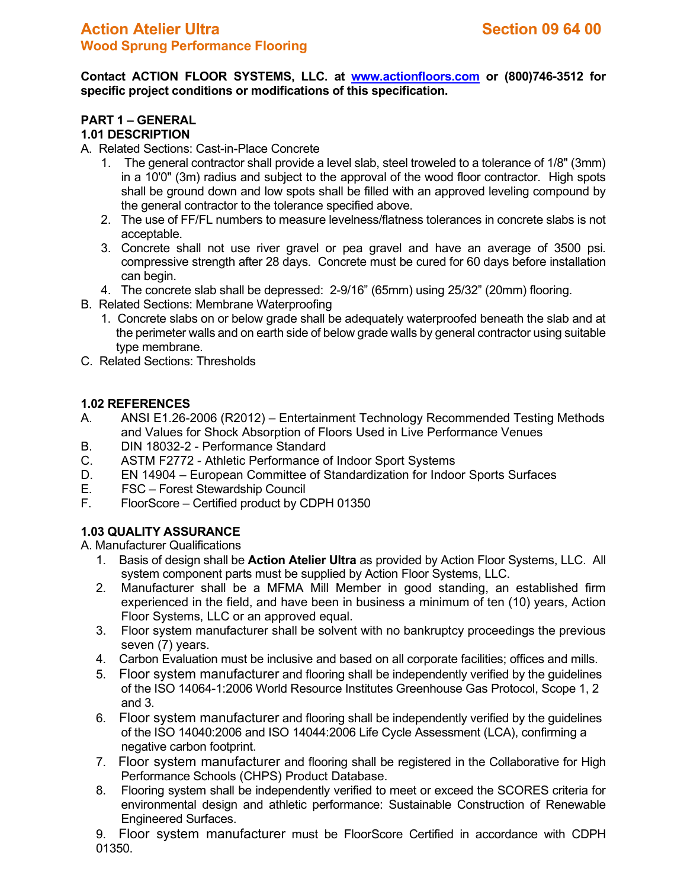# Action Atelier Ultra

## Wood Sprung Performance Flooring

**Section 09 64 00**

**Contact ACTION FLOOR SYSTEMS, LLC. at [www.actionfloors.com](http://www.actionfloors.com) or (800)746-3512 for specific project conditions or modifications of this specification.**

### PART 1 – GENERAL

#### 1.01 DESCRIPTION

A. Related Sections: Cast-in-Place Concrete

1. The general contractor shall provide a level slab, steel troweled to a tolerance of 1/8" (3mm) in a 10'0" (3m) radius and subject to the approval of the wood floor contractor. High spots shall be ground down and low spots shall be filled with an approved leveling compound by the general contractor to the tolerance specified above.
2. The use of FF/FL numbers to measure levelness/flatness tolerances in concrete slabs is not acceptable.
3. Concrete shall not use river gravel or pea gravel and have an average of 3500 psi. compressive strength after 28 days. Concrete must be cured for 60 days before installation can begin.
4. The concrete slab shall be depressed: 2-9/16" (65mm) using 25/32" (20mm) flooring.

B. Related Sections: Membrane Waterproofing

1. Concrete slabs on or below grade shall be adequately waterproofed beneath the slab and at the perimeter walls and on earth side of below grade walls by general contractor using suitable type membrane.

C. Related Sections: Thresholds

#### 1.02 REFERENCES

A. ANSI E1.26-2006 (R2012) – Entertainment Technology Recommended Testing Methods and Values for Shock Absorption of Floors Used in Live Performance Venues
B. DIN 18032-2 - Performance Standard
C. ASTM F2772 - Athletic Performance of Indoor Sport Systems
D. EN 14904 – European Committee of Standardization for Indoor Sports Surfaces
E. FSC – Forest Stewardship Council
F. FloorScore – Certified product by CDPH 01350

#### 1.03 QUALITY ASSURANCE

A. Manufacturer Qualifications

1. Basis of design shall be **Action Atelier Ultra** as provided by Action Floor Systems, LLC. All system component parts must be supplied by Action Floor Systems, LLC.
2. Manufacturer shall be a MFMA Mill Member in good standing, an established firm experienced in the field, and have been in business a minimum of ten (10) years, Action Floor Systems, LLC or an approved equal.
3. Floor system manufacturer shall be solvent with no bankruptcy proceedings the previous seven (7) years.
4. Carbon Evaluation must be inclusive and based on all corporate facilities; offices and mills.
5. Floor system manufacturer and flooring shall be independently verified by the guidelines of the ISO 14064-1:2006 World Resource Institutes Greenhouse Gas Protocol, Scope 1, 2 and 3.
6. Floor system manufacturer and flooring shall be independently verified by the guidelines of the ISO 14040:2006 and ISO 14044:2006 Life Cycle Assessment (LCA), confirming a negative carbon footprint.
7. Floor system manufacturer and flooring shall be registered in the Collaborative for High Performance Schools (CHPS) Product Database.
8. Flooring system shall be independently verified to meet or exceed the SCORES criteria for environmental design and athletic performance: Sustainable Construction of Renewable Engineered Surfaces.
9. Floor system manufacturer must be FloorScore Certified in accordance with CDPH 01350.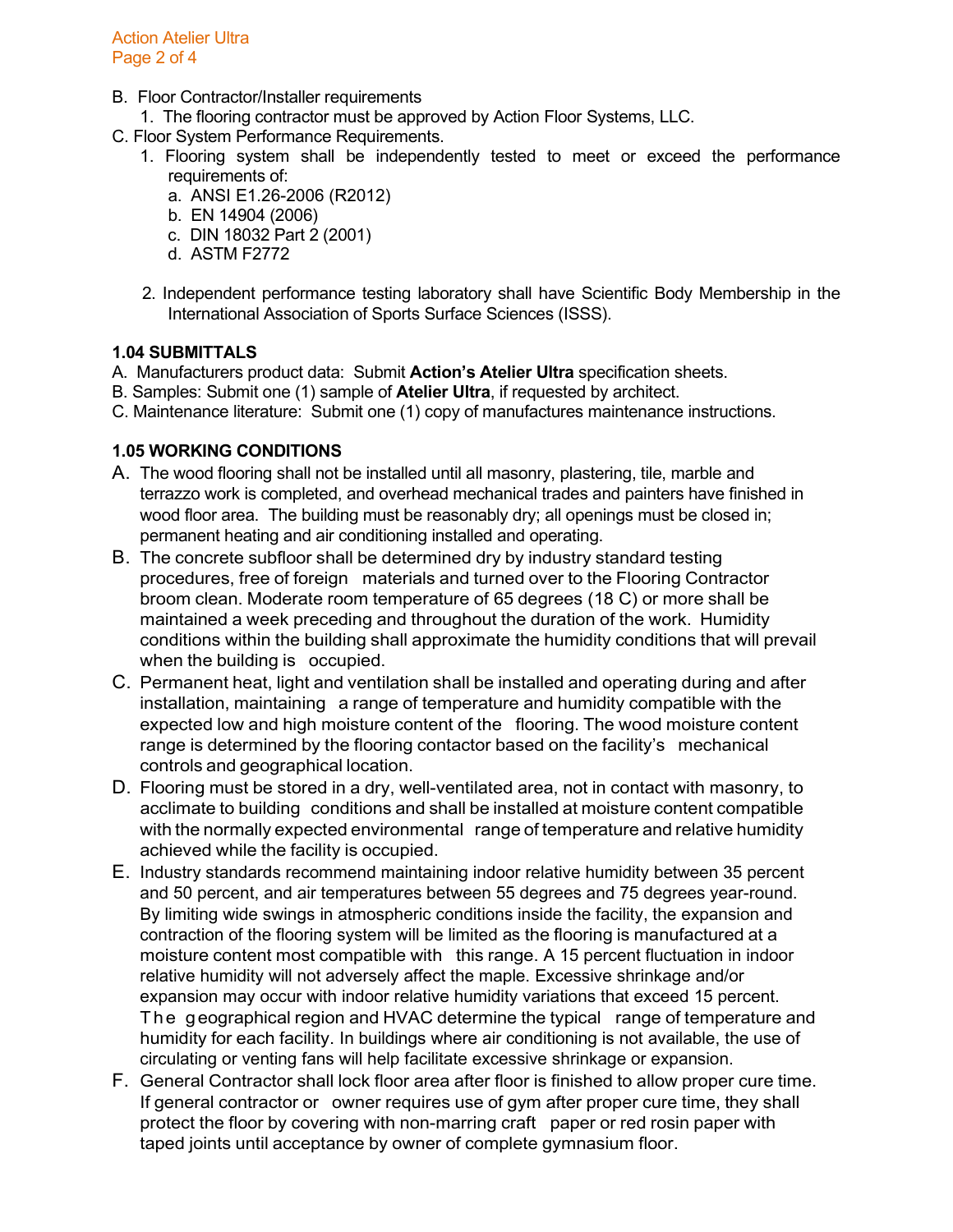B. Floor Contractor/Installer requirements
   1. The flooring contractor must be approved by Action Floor Systems, LLC.

C. Floor System Performance Requirements.
   1. Flooring system shall be independently tested to meet or exceed the performance requirements of:
      a. ANSI E1.26-2006 (R2012)
      b. EN 14904 (2006)
      c. DIN 18032 Part 2 (2001)
      d. ASTM F2772

   2. Independent performance testing laboratory shall have Scientific Body Membership in the International Association of Sports Surface Sciences (ISSS).

**1.04 SUBMITTALS**

A. Manufacturers product data: Submit **Action's Atelier Ultra** specification sheets.

B. Samples: Submit one (1) sample of **Atelier Ultra**, if requested by architect.

C. Maintenance literature: Submit one (1) copy of manufactures maintenance instructions.

**1.05 WORKING CONDITIONS**

A. The wood flooring shall not be installed until all masonry, plastering, tile, marble and terrazzo work is completed, and overhead mechanical trades and painters have finished in wood floor area. The building must be reasonably dry; all openings must be closed in; permanent heating and air conditioning installed and operating.

B. The concrete subfloor shall be determined dry by industry standard testing procedures, free of foreign materials and turned over to the Flooring Contractor broom clean. Moderate room temperature of 65 degrees (18 C) or more shall be maintained a week preceding and throughout the duration of the work. Humidity conditions within the building shall approximate the humidity conditions that will prevail when the building is occupied.

C. Permanent heat, light and ventilation shall be installed and operating during and after installation, maintaining a range of temperature and humidity compatible with the expected low and high moisture content of the flooring. The wood moisture content range is determined by the flooring contactor based on the facility's mechanical controls and geographical location.

D. Flooring must be stored in a dry, well-ventilated area, not in contact with masonry, to acclimate to building conditions and shall be installed at moisture content compatible with the normally expected environmental range of temperature and relative humidity achieved while the facility is occupied.

E. Industry standards recommend maintaining indoor relative humidity between 35 percent and 50 percent, and air temperatures between 55 degrees and 75 degrees year-round. By limiting wide swings in atmospheric conditions inside the facility, the expansion and contraction of the flooring system will be limited as the flooring is manufactured at a moisture content most compatible with this range. A 15 percent fluctuation in indoor relative humidity will not adversely affect the maple. Excessive shrinkage and/or expansion may occur with indoor relative humidity variations that exceed 15 percent. The geographical region and HVAC determine the typical range of temperature and humidity for each facility. In buildings where air conditioning is not available, the use of circulating or venting fans will help facilitate excessive shrinkage or expansion.

F. General Contractor shall lock floor area after floor is finished to allow proper cure time. If general contractor or owner requires use of gym after proper cure time, they shall protect the floor by covering with non-marring craft paper or red rosin paper with taped joints until acceptance by owner of complete gymnasium floor.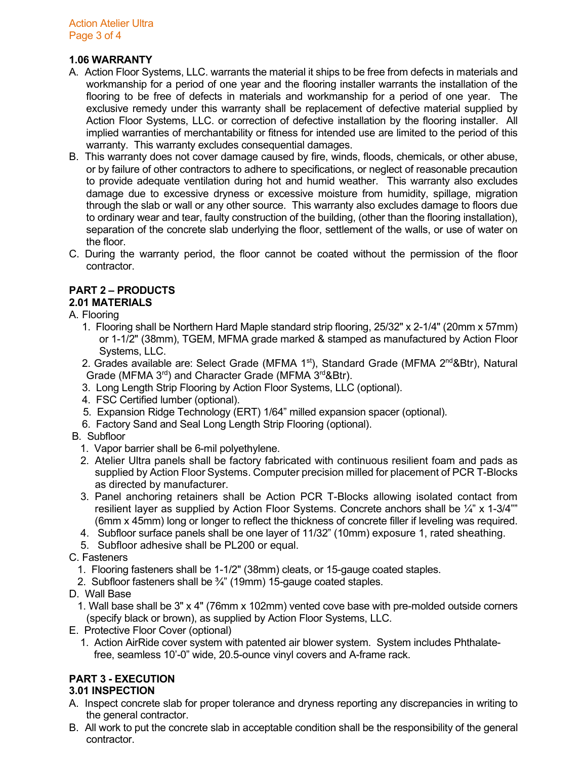### 1.06 WARRANTY

A. Action Floor Systems, LLC. warrants the material it ships to be free from defects in materials and workmanship for a period of one year and the flooring installer warrants the installation of the flooring to be free of defects in materials and workmanship for a period of one year. The exclusive remedy under this warranty shall be replacement of defective material supplied by Action Floor Systems, LLC. or correction of defective installation by the flooring installer. All implied warranties of merchantability or fitness for intended use are limited to the period of this warranty. This warranty excludes consequential damages.

B. This warranty does not cover damage caused by fire, winds, floods, chemicals, or other abuse, or by failure of other contractors to adhere to specifications, or neglect of reasonable precaution to provide adequate ventilation during hot and humid weather. This warranty also excludes damage due to excessive dryness or excessive moisture from humidity, spillage, migration through the slab or wall or any other source. This warranty also excludes damage to floors due to ordinary wear and tear, faulty construction of the building, (other than the flooring installation), separation of the concrete slab underlying the floor, settlement of the walls, or use of water on the floor.

C. During the warranty period, the floor cannot be coated without the permission of the floor contractor.

## PART 2 – PRODUCTS

### 2.01 MATERIALS

A. Flooring

1. Flooring shall be Northern Hard Maple standard strip flooring, 25/32" x 2-1/4" (20mm x 57mm) or 1-1/2" (38mm), TGEM, MFMA grade marked & stamped as manufactured by Action Floor Systems, LLC.
2. Grades available are: Select Grade (MFMA 1st), Standard Grade (MFMA 2nd&Btr), Natural Grade (MFMA 3rd) and Character Grade (MFMA 3rd&Btr).
3. Long Length Strip Flooring by Action Floor Systems, LLC (optional).
4. FSC Certified lumber (optional).
5. Expansion Ridge Technology (ERT) 1/64" milled expansion spacer (optional).
6. Factory Sand and Seal Long Length Strip Flooring (optional).

B. Subfloor

1. Vapor barrier shall be 6-mil polyethylene.
2. Atelier Ultra panels shall be factory fabricated with continuous resilient foam and pads as supplied by Action Floor Systems. Computer precision milled for placement of PCR T-Blocks as directed by manufacturer.
3. Panel anchoring retainers shall be Action PCR T-Blocks allowing isolated contact from resilient layer as supplied by Action Floor Systems. Concrete anchors shall be ¼" x 1-3/4"" (6mm x 45mm) long or longer to reflect the thickness of concrete filler if leveling was required.
4. Subfloor surface panels shall be one layer of 11/32" (10mm) exposure 1, rated sheathing.
5. Subfloor adhesive shall be PL200 or equal.

C. Fasteners

1. Flooring fasteners shall be 1-1/2" (38mm) cleats, or 15-gauge coated staples.
2. Subfloor fasteners shall be ¾" (19mm) 15-gauge coated staples.

D. Wall Base

1. Wall base shall be 3" x 4" (76mm x 102mm) vented cove base with pre-molded outside corners (specify black or brown), as supplied by Action Floor Systems, LLC.

E. Protective Floor Cover (optional)

1. Action AirRide cover system with patented air blower system. System includes Phthalate-free, seamless 10'-0" wide, 20.5-ounce vinyl covers and A-frame rack.

## PART 3 - EXECUTION

### 3.01 INSPECTION

A. Inspect concrete slab for proper tolerance and dryness reporting any discrepancies in writing to the general contractor.

B. All work to put the concrete slab in acceptable condition shall be the responsibility of the general contractor.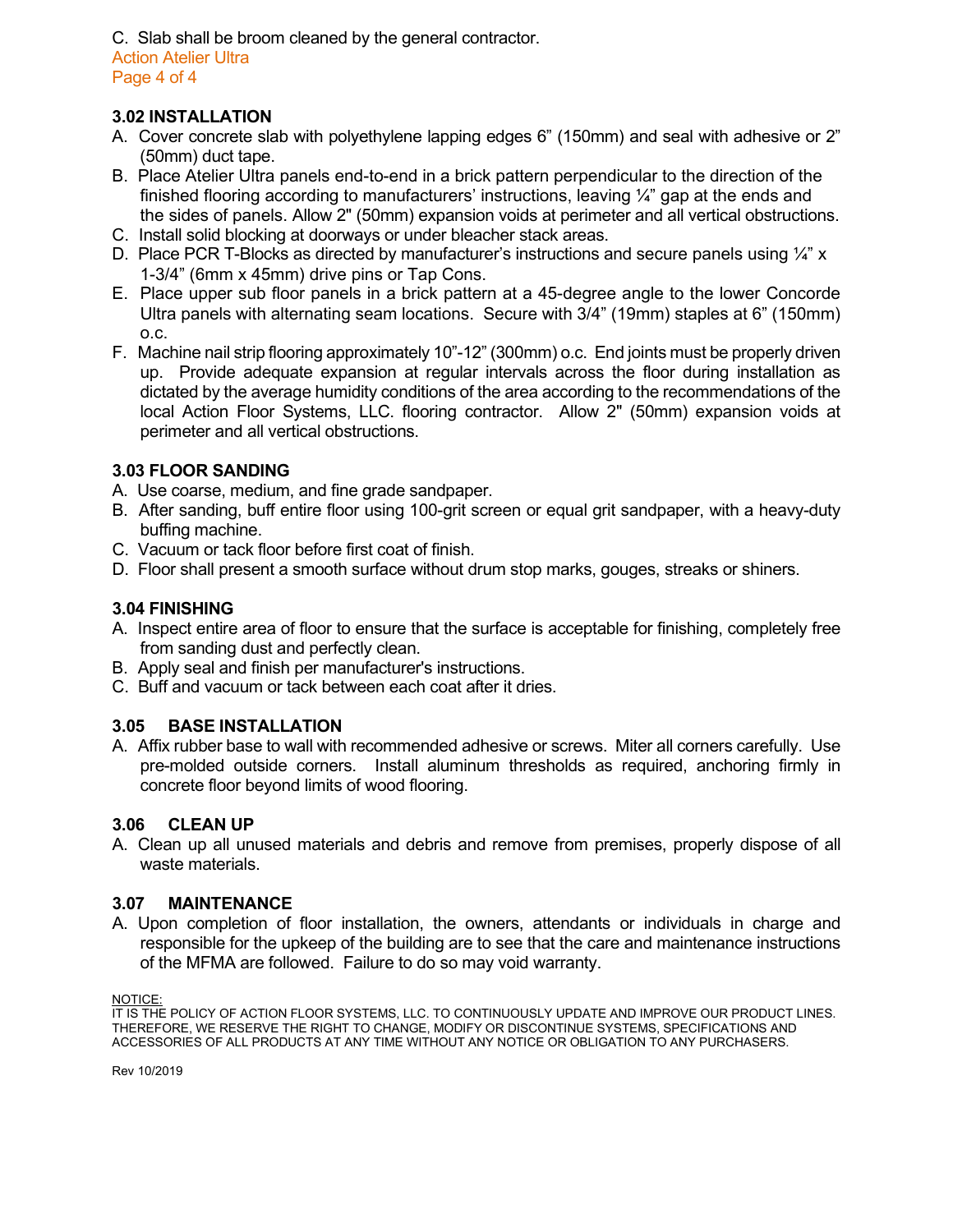C. Slab shall be broom cleaned by the general contractor.

### 3.02 INSTALLATION

A. Cover concrete slab with polyethylene lapping edges 6" (150mm) and seal with adhesive or 2" (50mm) duct tape.
B. Place Atelier Ultra panels end-to-end in a brick pattern perpendicular to the direction of the finished flooring according to manufacturers' instructions, leaving ¼" gap at the ends and the sides of panels. Allow 2" (50mm) expansion voids at perimeter and all vertical obstructions.
C. Install solid blocking at doorways or under bleacher stack areas.
D. Place PCR T-Blocks as directed by manufacturer's instructions and secure panels using ¼" x 1-3/4" (6mm x 45mm) drive pins or Tap Cons.
E. Place upper sub floor panels in a brick pattern at a 45-degree angle to the lower Concorde Ultra panels with alternating seam locations. Secure with 3/4" (19mm) staples at 6" (150mm) o.c.
F. Machine nail strip flooring approximately 10"-12" (300mm) o.c. End joints must be properly driven up. Provide adequate expansion at regular intervals across the floor during installation as dictated by the average humidity conditions of the area according to the recommendations of the local Action Floor Systems, LLC. flooring contractor. Allow 2" (50mm) expansion voids at perimeter and all vertical obstructions.

### 3.03 FLOOR SANDING

A. Use coarse, medium, and fine grade sandpaper.
B. After sanding, buff entire floor using 100-grit screen or equal grit sandpaper, with a heavy-duty buffing machine.
C. Vacuum or tack floor before first coat of finish.
D. Floor shall present a smooth surface without drum stop marks, gouges, streaks or shiners.

### 3.04 FINISHING

A. Inspect entire area of floor to ensure that the surface is acceptable for finishing, completely free from sanding dust and perfectly clean.
B. Apply seal and finish per manufacturer's instructions.
C. Buff and vacuum or tack between each coat after it dries.

### 3.05 BASE INSTALLATION

A. Affix rubber base to wall with recommended adhesive or screws. Miter all corners carefully. Use pre-molded outside corners. Install aluminum thresholds as required, anchoring firmly in concrete floor beyond limits of wood flooring.

### 3.06 CLEAN UP

A. Clean up all unused materials and debris and remove from premises, properly dispose of all waste materials.

### 3.07 MAINTENANCE

A. Upon completion of floor installation, the owners, attendants or individuals in charge and responsible for the upkeep of the building are to see that the care and maintenance instructions of the MFMA are followed. Failure to do so may void warranty.

NOTICE:
IT IS THE POLICY OF ACTION FLOOR SYSTEMS, LLC. TO CONTINUOUSLY UPDATE AND IMPROVE OUR PRODUCT LINES. THEREFORE, WE RESERVE THE RIGHT TO CHANGE, MODIFY OR DISCONTINUE SYSTEMS, SPECIFICATIONS AND ACCESSORIES OF ALL PRODUCTS AT ANY TIME WITHOUT ANY NOTICE OR OBLIGATION TO ANY PURCHASERS.

Rev 10/2019